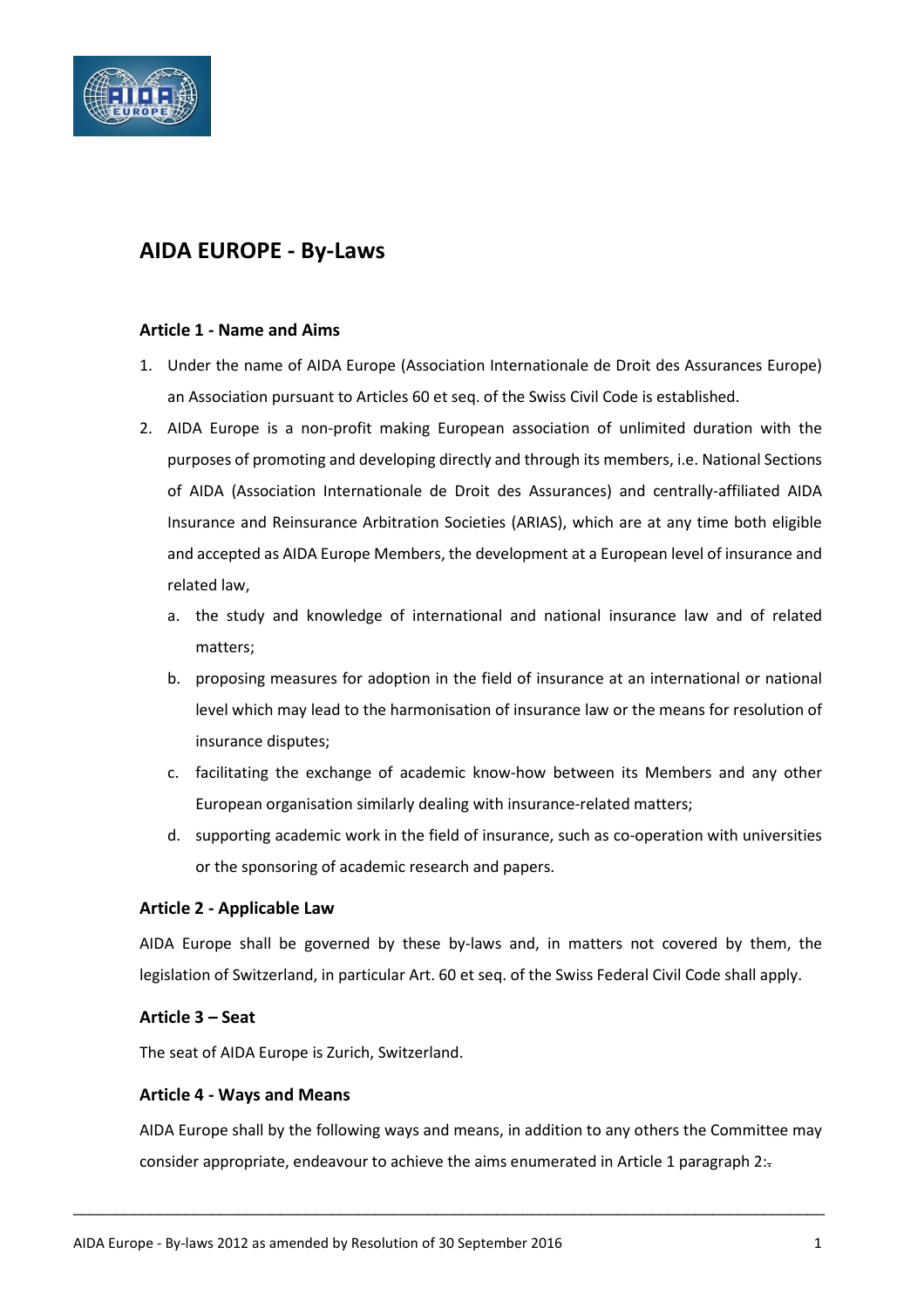# AIDA EUROPE - By-Laws

### Article 1 - Name and Aims

1. Under the name of AIDA Europe (Association Internationale de Droit des Assurances Europe) an Association pursuant to Articles 60 et seq. of the Swiss Civil Code is established.
2. AIDA Europe is a non-profit making European association of unlimited duration with the purposes of promoting and developing directly and through its members, i.e. National Sections of AIDA (Association Internationale de Droit des Assurances) and centrally-affiliated AIDA Insurance and Reinsurance Arbitration Societies (ARIAS), which are at any time both eligible and accepted as AIDA Europe Members, the development at a European level of insurance and related law,
   a. the study and knowledge of international and national insurance law and of related matters;
   b. proposing measures for adoption in the field of insurance at an international or national level which may lead to the harmonisation of insurance law or the means for resolution of insurance disputes;
   c. facilitating the exchange of academic know-how between its Members and any other European organisation similarly dealing with insurance-related matters;
   d. supporting academic work in the field of insurance, such as co-operation with universities or the sponsoring of academic research and papers.

### Article 2 - Applicable Law

AIDA Europe shall be governed by these by-laws and, in matters not covered by them, the legislation of Switzerland, in particular Art. 60 et seq. of the Swiss Federal Civil Code shall apply.

### Article 3 – Seat

The seat of AIDA Europe is Zurich, Switzerland.

### Article 4 - Ways and Means

AIDA Europe shall by the following ways and means, in addition to any others the Committee may consider appropriate, endeavour to achieve the aims enumerated in Article 1 paragraph 2: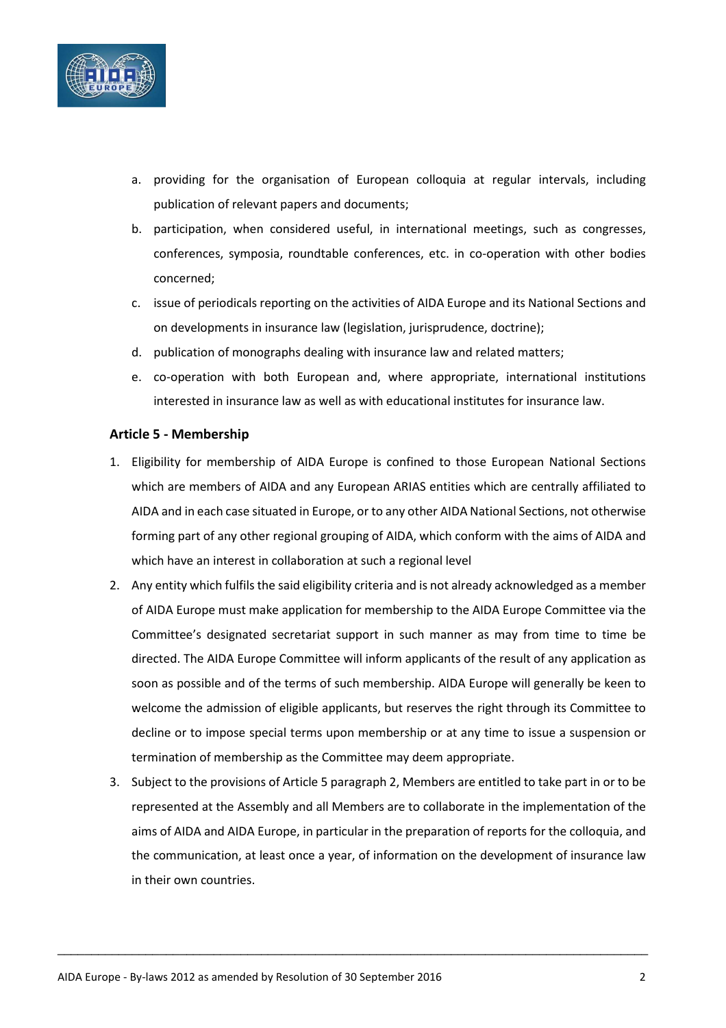a. providing for the organisation of European colloquia at regular intervals, including publication of relevant papers and documents;
b. participation, when considered useful, in international meetings, such as congresses, conferences, symposia, roundtable conferences, etc. in co-operation with other bodies concerned;
c. issue of periodicals reporting on the activities of AIDA Europe and its National Sections and on developments in insurance law (legislation, jurisprudence, doctrine);
d. publication of monographs dealing with insurance law and related matters;
e. co-operation with both European and, where appropriate, international institutions interested in insurance law as well as with educational institutes for insurance law.

### Article 5 - Membership

1. Eligibility for membership of AIDA Europe is confined to those European National Sections which are members of AIDA and any European ARIAS entities which are centrally affiliated to AIDA and in each case situated in Europe, or to any other AIDA National Sections, not otherwise forming part of any other regional grouping of AIDA, which conform with the aims of AIDA and which have an interest in collaboration at such a regional level
2. Any entity which fulfils the said eligibility criteria and is not already acknowledged as a member of AIDA Europe must make application for membership to the AIDA Europe Committee via the Committee's designated secretariat support in such manner as may from time to time be directed. The AIDA Europe Committee will inform applicants of the result of any application as soon as possible and of the terms of such membership. AIDA Europe will generally be keen to welcome the admission of eligible applicants, but reserves the right through its Committee to decline or to impose special terms upon membership or at any time to issue a suspension or termination of membership as the Committee may deem appropriate.
3. Subject to the provisions of Article 5 paragraph 2, Members are entitled to take part in or to be represented at the Assembly and all Members are to collaborate in the implementation of the aims of AIDA and AIDA Europe, in particular in the preparation of reports for the colloquia, and the communication, at least once a year, of information on the development of insurance law in their own countries.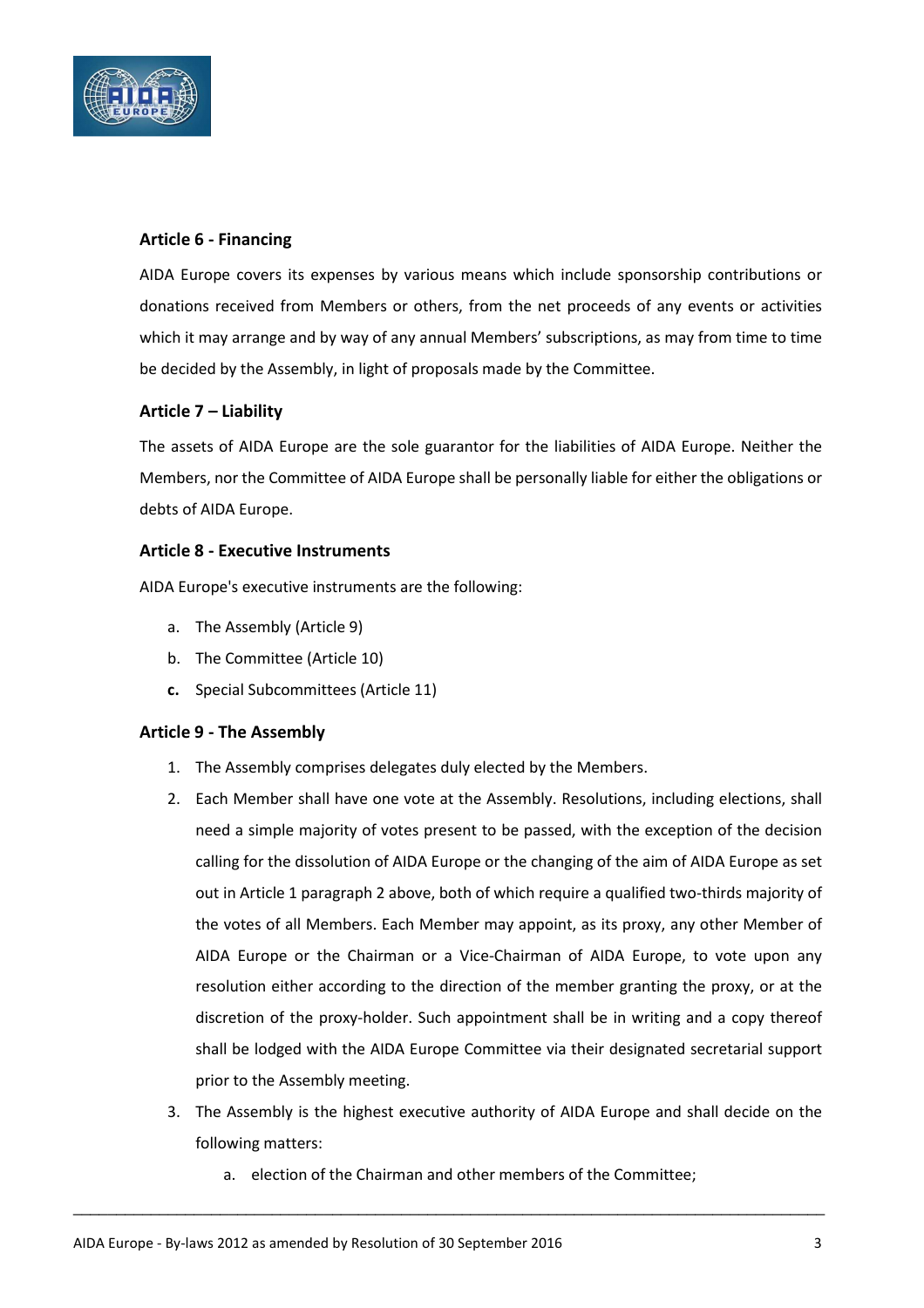### Article 6 - Financing

AIDA Europe covers its expenses by various means which include sponsorship contributions or donations received from Members or others, from the net proceeds of any events or activities which it may arrange and by way of any annual Members' subscriptions, as may from time to time be decided by the Assembly, in light of proposals made by the Committee.

### Article 7 – Liability

The assets of AIDA Europe are the sole guarantor for the liabilities of AIDA Europe. Neither the Members, nor the Committee of AIDA Europe shall be personally liable for either the obligations or debts of AIDA Europe.

### Article 8 - Executive Instruments

AIDA Europe's executive instruments are the following:

a. The Assembly (Article 9)
b. The Committee (Article 10)
**c.** Special Subcommittees (Article 11)

### Article 9 - The Assembly

1. The Assembly comprises delegates duly elected by the Members.
2. Each Member shall have one vote at the Assembly. Resolutions, including elections, shall need a simple majority of votes present to be passed, with the exception of the decision calling for the dissolution of AIDA Europe or the changing of the aim of AIDA Europe as set out in Article 1 paragraph 2 above, both of which require a qualified two-thirds majority of the votes of all Members. Each Member may appoint, as its proxy, any other Member of AIDA Europe or the Chairman or a Vice-Chairman of AIDA Europe, to vote upon any resolution either according to the direction of the member granting the proxy, or at the discretion of the proxy-holder. Such appointment shall be in writing and a copy thereof shall be lodged with the AIDA Europe Committee via their designated secretarial support prior to the Assembly meeting.
3. The Assembly is the highest executive authority of AIDA Europe and shall decide on the following matters:
    a. election of the Chairman and other members of the Committee;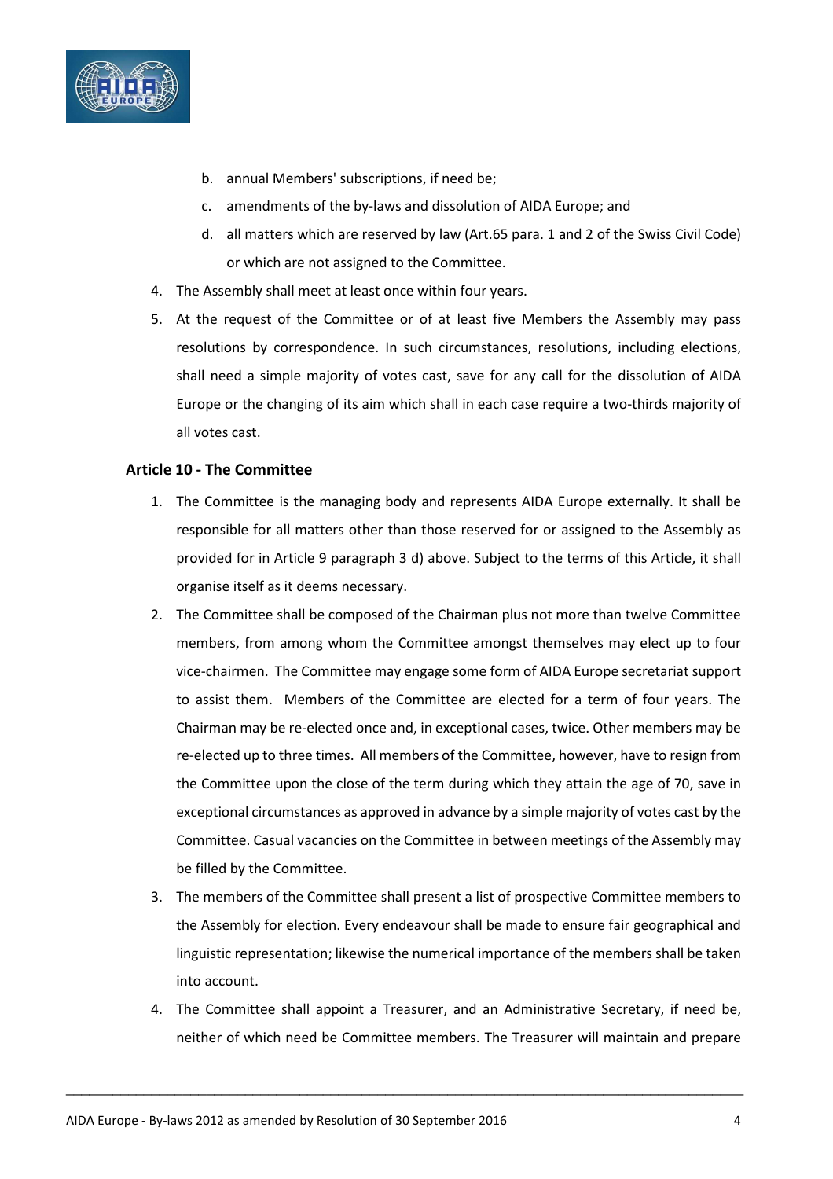b. annual Members' subscriptions, if need be;
   c. amendments of the by-laws and dissolution of AIDA Europe; and
   d. all matters which are reserved by law (Art.65 para. 1 and 2 of the Swiss Civil Code) or which are not assigned to the Committee.

4. The Assembly shall meet at least once within four years.
5. At the request of the Committee or of at least five Members the Assembly may pass resolutions by correspondence. In such circumstances, resolutions, including elections, shall need a simple majority of votes cast, save for any call for the dissolution of AIDA Europe or the changing of its aim which shall in each case require a two-thirds majority of all votes cast.

### Article 10 - The Committee

1. The Committee is the managing body and represents AIDA Europe externally. It shall be responsible for all matters other than those reserved for or assigned to the Assembly as provided for in Article 9 paragraph 3 d) above. Subject to the terms of this Article, it shall organise itself as it deems necessary.
2. The Committee shall be composed of the Chairman plus not more than twelve Committee members, from among whom the Committee amongst themselves may elect up to four vice-chairmen. The Committee may engage some form of AIDA Europe secretariat support to assist them. Members of the Committee are elected for a term of four years. The Chairman may be re-elected once and, in exceptional cases, twice. Other members may be re-elected up to three times. All members of the Committee, however, have to resign from the Committee upon the close of the term during which they attain the age of 70, save in exceptional circumstances as approved in advance by a simple majority of votes cast by the Committee. Casual vacancies on the Committee in between meetings of the Assembly may be filled by the Committee.
3. The members of the Committee shall present a list of prospective Committee members to the Assembly for election. Every endeavour shall be made to ensure fair geographical and linguistic representation; likewise the numerical importance of the members shall be taken into account.
4. The Committee shall appoint a Treasurer, and an Administrative Secretary, if need be, neither of which need be Committee members. The Treasurer will maintain and prepare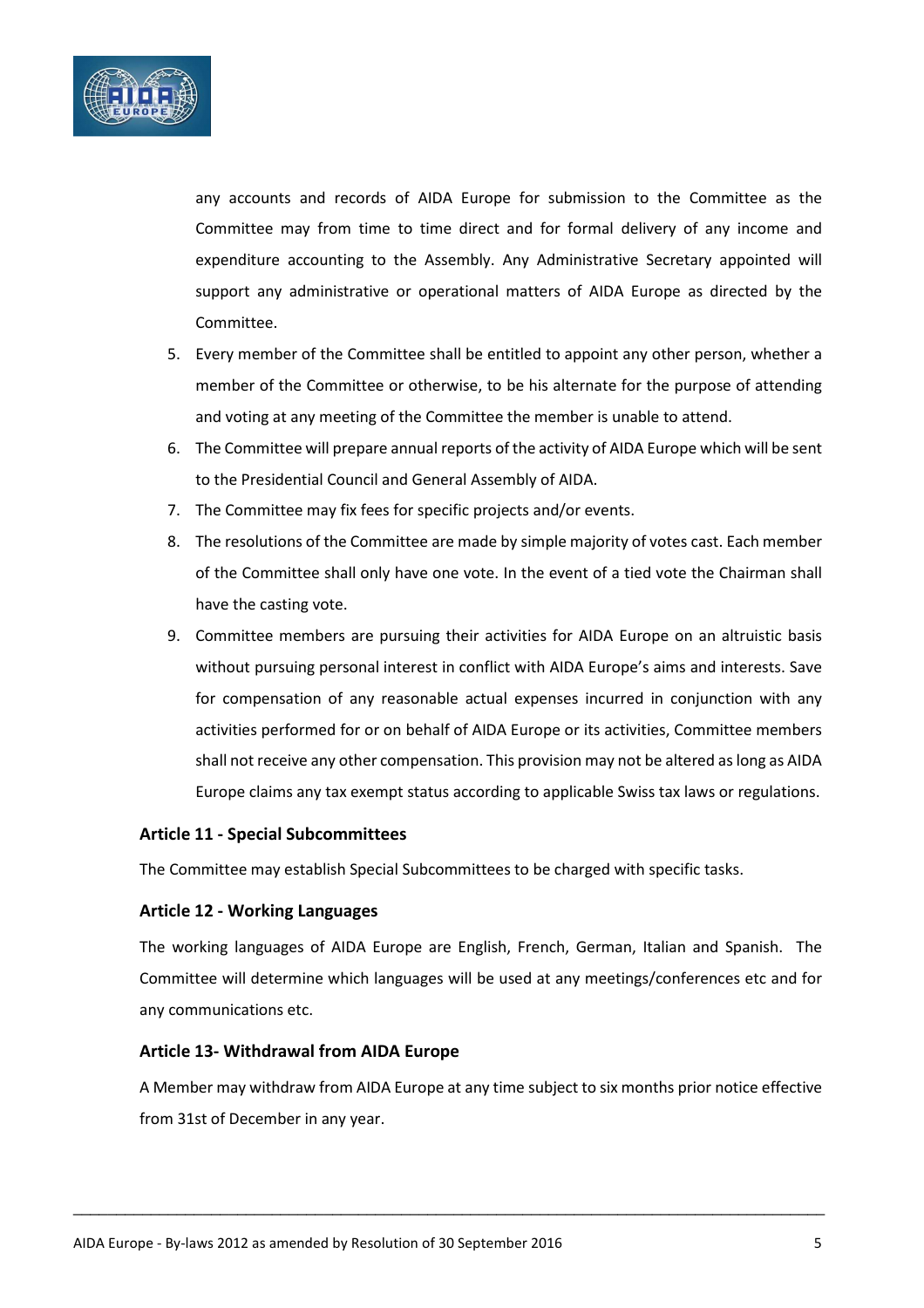any accounts and records of AIDA Europe for submission to the Committee as the Committee may from time to time direct and for formal delivery of any income and expenditure accounting to the Assembly. Any Administrative Secretary appointed will support any administrative or operational matters of AIDA Europe as directed by the Committee.

5. Every member of the Committee shall be entitled to appoint any other person, whether a member of the Committee or otherwise, to be his alternate for the purpose of attending and voting at any meeting of the Committee the member is unable to attend.
6. The Committee will prepare annual reports of the activity of AIDA Europe which will be sent to the Presidential Council and General Assembly of AIDA.
7. The Committee may fix fees for specific projects and/or events.
8. The resolutions of the Committee are made by simple majority of votes cast. Each member of the Committee shall only have one vote. In the event of a tied vote the Chairman shall have the casting vote.
9. Committee members are pursuing their activities for AIDA Europe on an altruistic basis without pursuing personal interest in conflict with AIDA Europe's aims and interests. Save for compensation of any reasonable actual expenses incurred in conjunction with any activities performed for or on behalf of AIDA Europe or its activities, Committee members shall not receive any other compensation. This provision may not be altered as long as AIDA Europe claims any tax exempt status according to applicable Swiss tax laws or regulations.

### Article 11 - Special Subcommittees

The Committee may establish Special Subcommittees to be charged with specific tasks.

### Article 12 - Working Languages

The working languages of AIDA Europe are English, French, German, Italian and Spanish. The Committee will determine which languages will be used at any meetings/conferences etc and for any communications etc.

### Article 13- Withdrawal from AIDA Europe

A Member may withdraw from AIDA Europe at any time subject to six months prior notice effective from 31st of December in any year.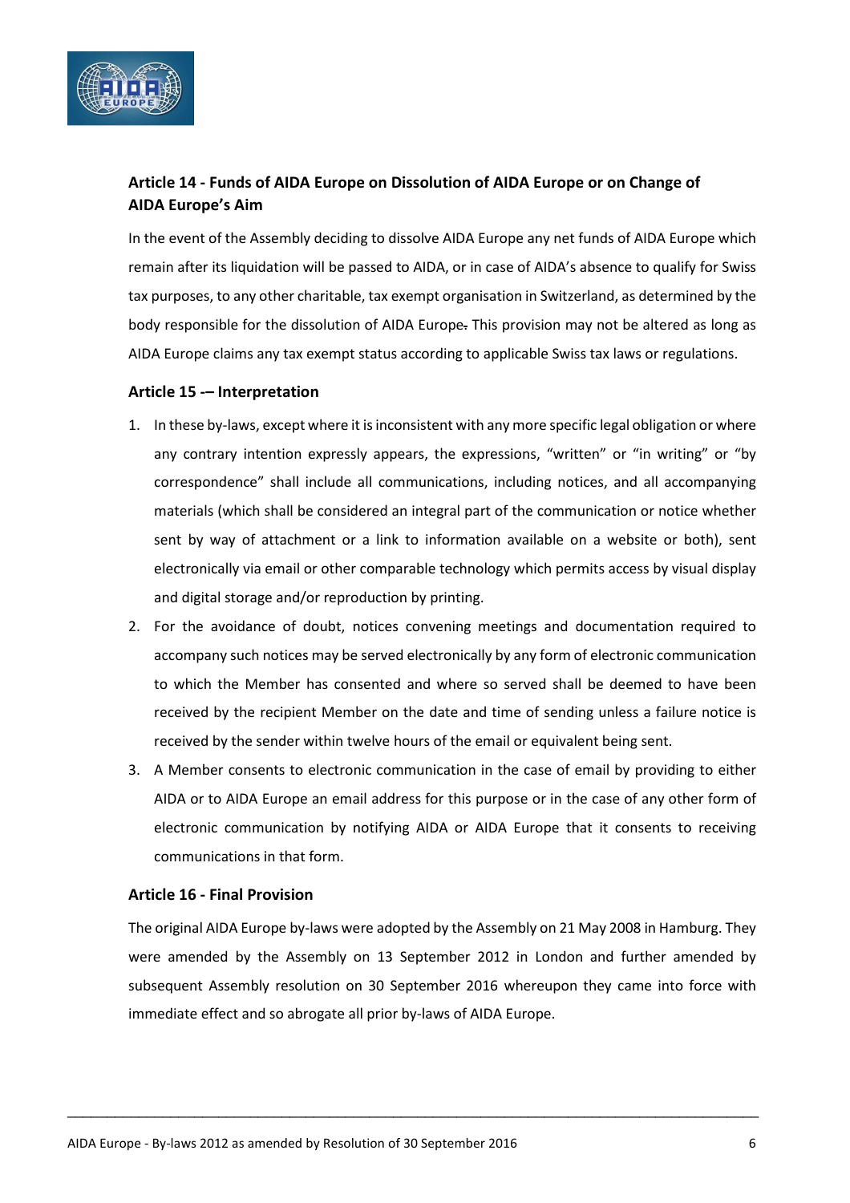### Article 14 - Funds of AIDA Europe on Dissolution of AIDA Europe or on Change of AIDA Europe's Aim

In the event of the Assembly deciding to dissolve AIDA Europe any net funds of AIDA Europe which remain after its liquidation will be passed to AIDA, or in case of AIDA's absence to qualify for Swiss tax purposes, to any other charitable, tax exempt organisation in Switzerland, as determined by the body responsible for the dissolution of AIDA Europe. This provision may not be altered as long as AIDA Europe claims any tax exempt status according to applicable Swiss tax laws or regulations.

### Article 15 -– Interpretation

1. In these by-laws, except where it is inconsistent with any more specific legal obligation or where any contrary intention expressly appears, the expressions, "written" or "in writing" or "by correspondence" shall include all communications, including notices, and all accompanying materials (which shall be considered an integral part of the communication or notice whether sent by way of attachment or a link to information available on a website or both), sent electronically via email or other comparable technology which permits access by visual display and digital storage and/or reproduction by printing.
2. For the avoidance of doubt, notices convening meetings and documentation required to accompany such notices may be served electronically by any form of electronic communication to which the Member has consented and where so served shall be deemed to have been received by the recipient Member on the date and time of sending unless a failure notice is received by the sender within twelve hours of the email or equivalent being sent.
3. A Member consents to electronic communication in the case of email by providing to either AIDA or to AIDA Europe an email address for this purpose or in the case of any other form of electronic communication by notifying AIDA or AIDA Europe that it consents to receiving communications in that form.

### Article 16 - Final Provision

The original AIDA Europe by-laws were adopted by the Assembly on 21 May 2008 in Hamburg. They were amended by the Assembly on 13 September 2012 in London and further amended by subsequent Assembly resolution on 30 September 2016 whereupon they came into force with immediate effect and so abrogate all prior by-laws of AIDA Europe.